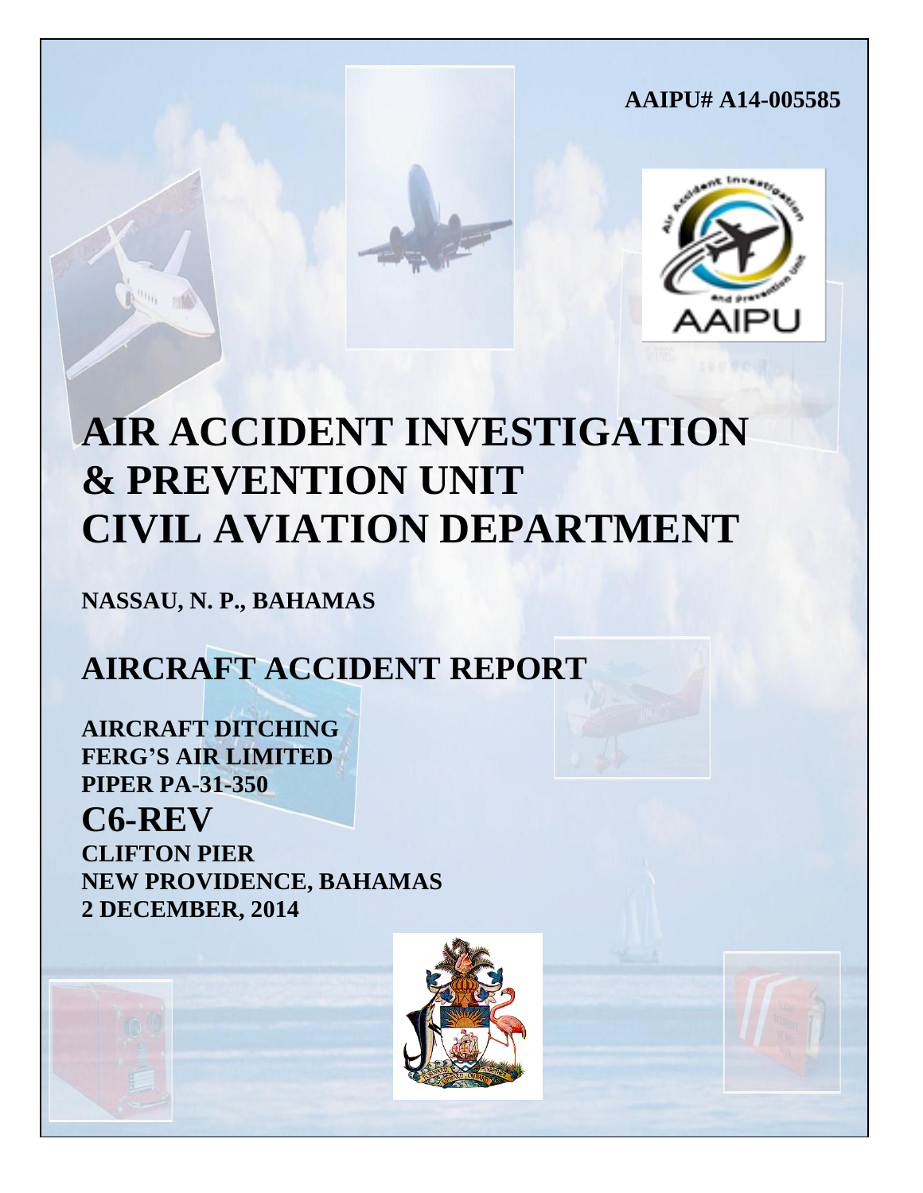**AAIPU# A14-005585**

# AIR ACCIDENT INVESTIGATION & PREVENTION UNIT CIVIL AVIATION DEPARTMENT

**NASSAU, N. P., BAHAMAS**

# AIRCRAFT ACCIDENT REPORT

**AIRCRAFT DITCHING**
**FERG'S AIR LIMITED**
**PIPER PA-31-350**

## C6-REV

**CLIFTON PIER**
**NEW PROVIDENCE, BAHAMAS**
**2 DECEMBER, 2014**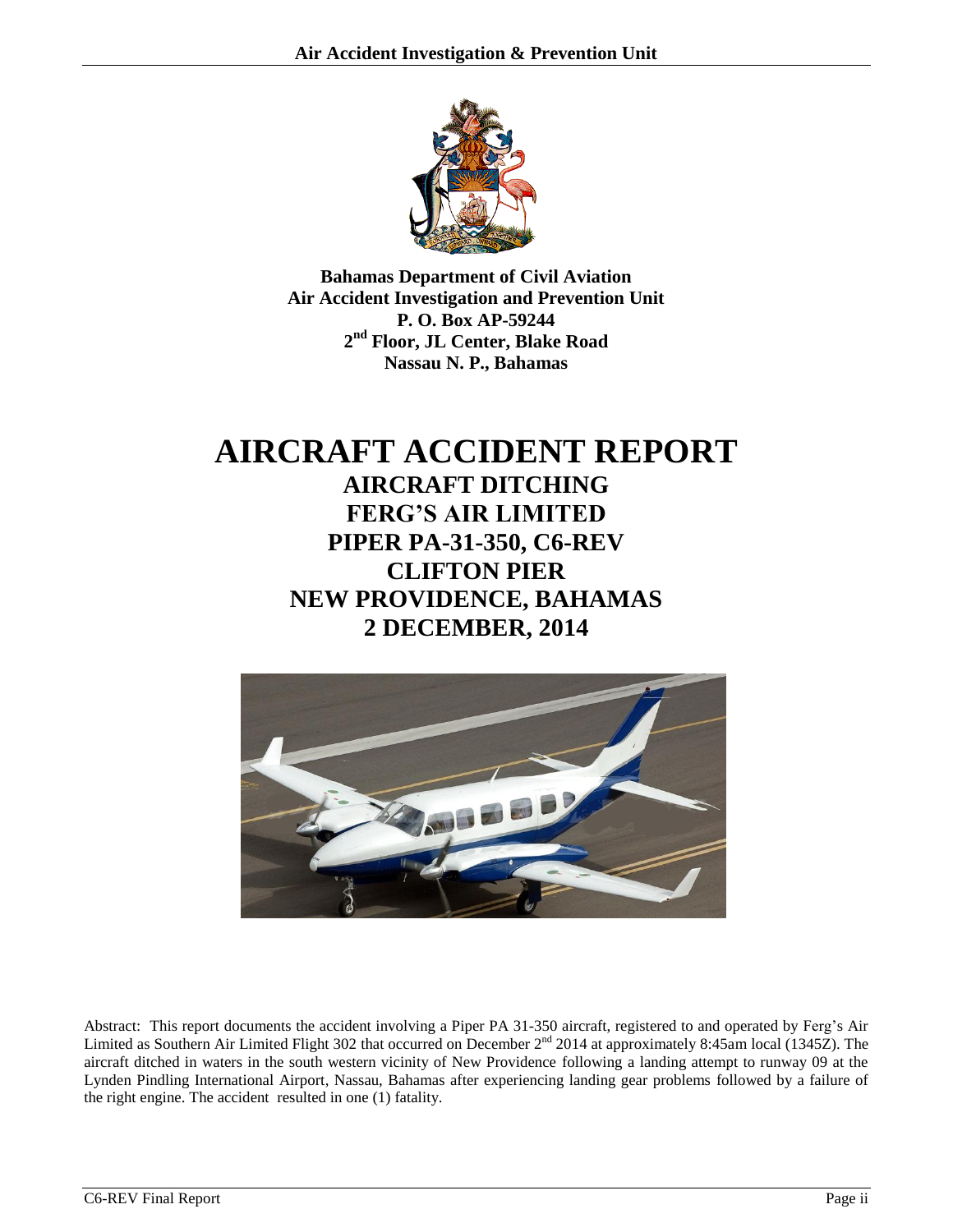**Bahamas Department of Civil Aviation**
**Air Accident Investigation and Prevention Unit**
**P. O. Box AP-59244**
**2nd Floor, JL Center, Blake Road**
**Nassau N. P., Bahamas**

# AIRCRAFT ACCIDENT REPORT

## AIRCRAFT DITCHING
## FERG'S AIR LIMITED
## PIPER PA-31-350, C6-REV
## CLIFTON PIER
## NEW PROVIDENCE, BAHAMAS
## 2 DECEMBER, 2014

Abstract: This report documents the accident involving a Piper PA 31-350 aircraft, registered to and operated by Ferg's Air Limited as Southern Air Limited Flight 302 that occurred on December 2nd 2014 at approximately 8:45am local (1345Z). The aircraft ditched in waters in the south western vicinity of New Providence following a landing attempt to runway 09 at the Lynden Pindling International Airport, Nassau, Bahamas after experiencing landing gear problems followed by a failure of the right engine. The accident resulted in one (1) fatality.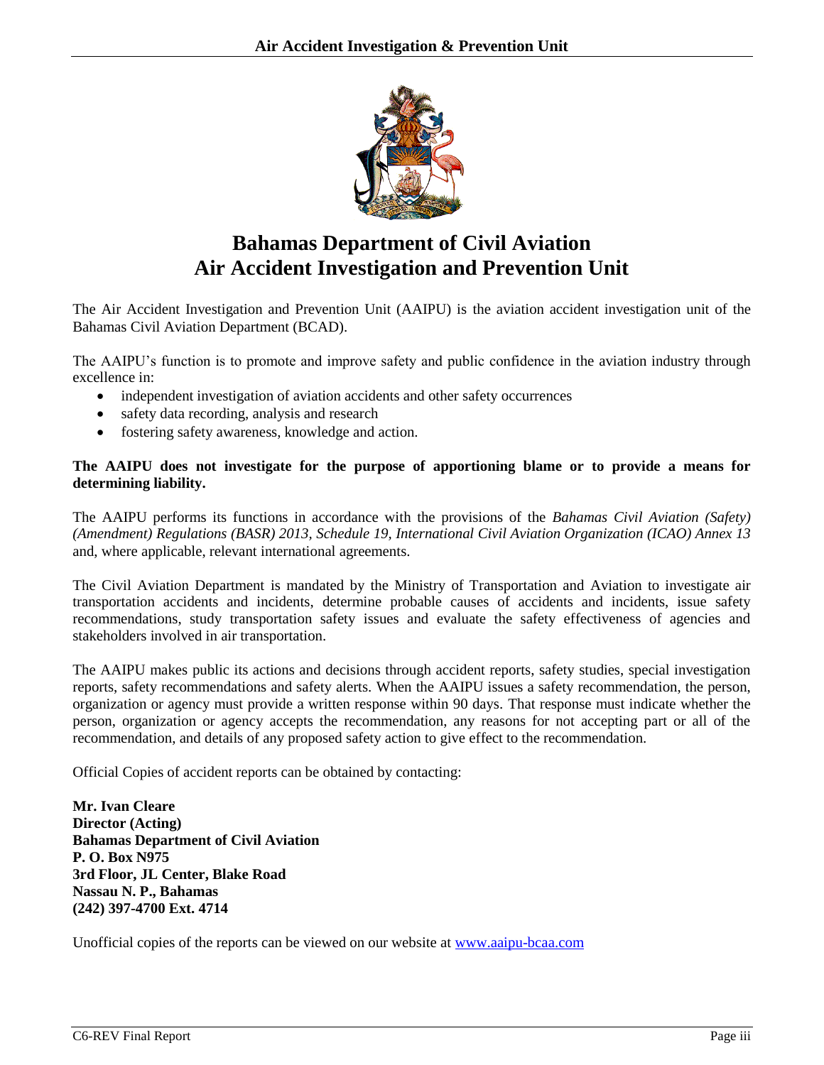# Bahamas Department of Civil Aviation
# Air Accident Investigation and Prevention Unit

The Air Accident Investigation and Prevention Unit (AAIPU) is the aviation accident investigation unit of the Bahamas Civil Aviation Department (BCAD).

The AAIPU's function is to promote and improve safety and public confidence in the aviation industry through excellence in:

- independent investigation of aviation accidents and other safety occurrences
- safety data recording, analysis and research
- fostering safety awareness, knowledge and action.

**The AAIPU does not investigate for the purpose of apportioning blame or to provide a means for determining liability.**

The AAIPU performs its functions in accordance with the provisions of the *Bahamas Civil Aviation (Safety) (Amendment) Regulations (BASR) 2013, Schedule 19, International Civil Aviation Organization (ICAO) Annex 13* and, where applicable, relevant international agreements.

The Civil Aviation Department is mandated by the Ministry of Transportation and Aviation to investigate air transportation accidents and incidents, determine probable causes of accidents and incidents, issue safety recommendations, study transportation safety issues and evaluate the safety effectiveness of agencies and stakeholders involved in air transportation.

The AAIPU makes public its actions and decisions through accident reports, safety studies, special investigation reports, safety recommendations and safety alerts. When the AAIPU issues a safety recommendation, the person, organization or agency must provide a written response within 90 days. That response must indicate whether the person, organization or agency accepts the recommendation, any reasons for not accepting part or all of the recommendation, and details of any proposed safety action to give effect to the recommendation.

Official Copies of accident reports can be obtained by contacting:

**Mr. Ivan Cleare**
**Director (Acting)**
**Bahamas Department of Civil Aviation**
**P. O. Box N975**
**3rd Floor, JL Center, Blake Road**
**Nassau N. P., Bahamas**
**(242) 397-4700 Ext. 4714**

Unofficial copies of the reports can be viewed on our website at www.aaipu-bcaa.com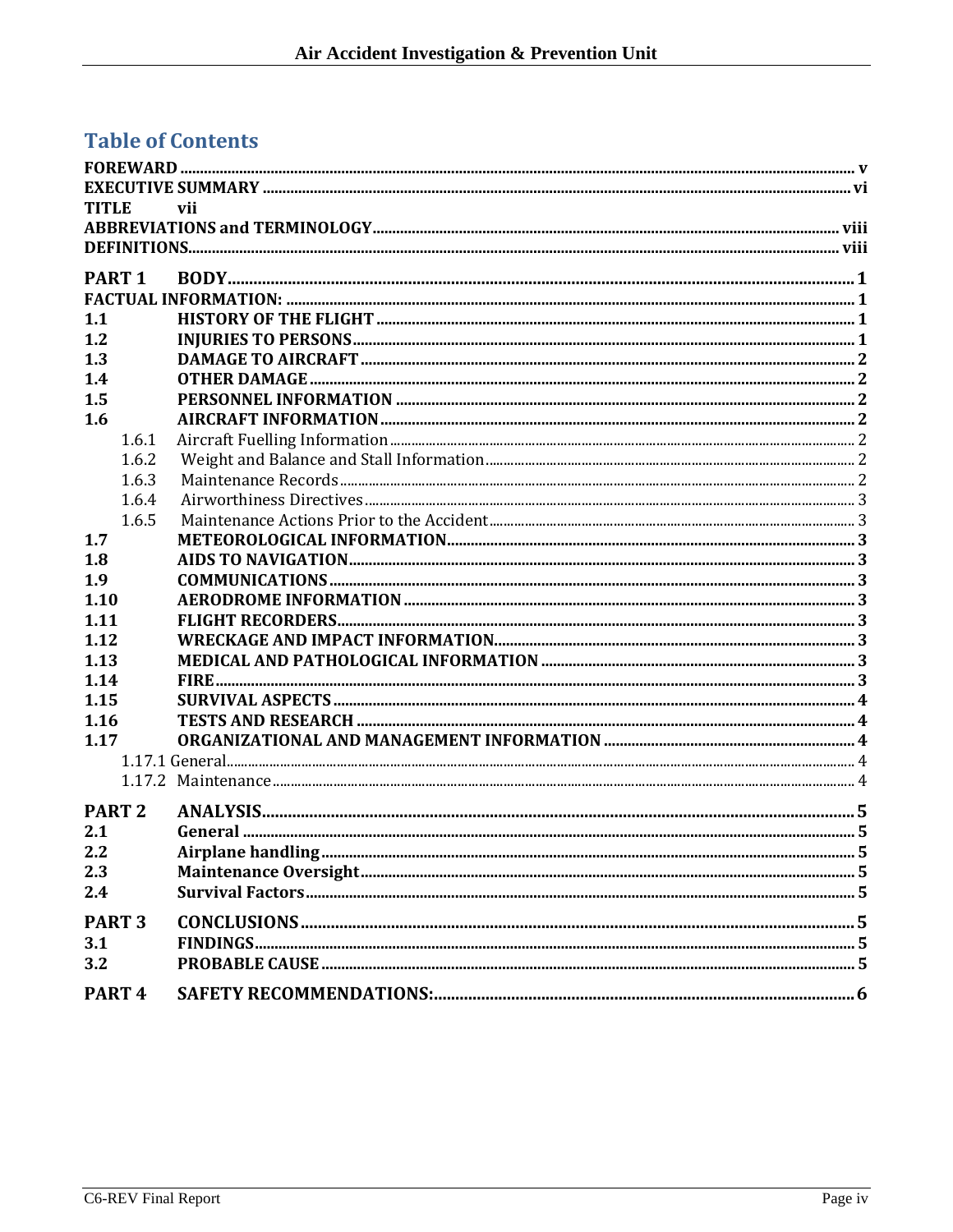## Table of Contents

- FOREWARD ........ v
- EXECUTIVE SUMMARY ........ vi
- TITLE vii
- ABBREVIATIONS and TERMINOLOGY ........ viii
- DEFINITIONS........ viii

**PART 1 BODY** ........ 1

- FACTUAL INFORMATION: ........ 1
- 1.1 HISTORY OF THE FLIGHT ........ 1
- 1.2 INJURIES TO PERSONS ........ 1
- 1.3 DAMAGE TO AIRCRAFT ........ 2
- 1.4 OTHER DAMAGE ........ 2
- 1.5 PERSONNEL INFORMATION ........ 2
- 1.6 AIRCRAFT INFORMATION ........ 2
  - 1.6.1 Aircraft Fuelling Information ........ 2
  - 1.6.2 Weight and Balance and Stall Information ........ 2
  - 1.6.3 Maintenance Records ........ 2
  - 1.6.4 Airworthiness Directives ........ 3
  - 1.6.5 Maintenance Actions Prior to the Accident ........ 3
- 1.7 METEOROLOGICAL INFORMATION ........ 3
- 1.8 AIDS TO NAVIGATION ........ 3
- 1.9 COMMUNICATIONS ........ 3
- 1.10 AERODROME INFORMATION ........ 3
- 1.11 FLIGHT RECORDERS ........ 3
- 1.12 WRECKAGE AND IMPACT INFORMATION ........ 3
- 1.13 MEDICAL AND PATHOLOGICAL INFORMATION ........ 3
- 1.14 FIRE ........ 3
- 1.15 SURVIVAL ASPECTS ........ 4
- 1.16 TESTS AND RESEARCH ........ 4
- 1.17 ORGANIZATIONAL AND MANAGEMENT INFORMATION ........ 4
  - 1.17.1 General ........ 4
  - 1.17.2 Maintenance ........ 4

**PART 2 ANALYSIS** ........ 5

- 2.1 General ........ 5
- 2.2 Airplane handling ........ 5
- 2.3 Maintenance Oversight ........ 5
- 2.4 Survival Factors ........ 5

**PART 3 CONCLUSIONS** ........ 5

- 3.1 FINDINGS ........ 5
- 3.2 PROBABLE CAUSE ........ 5

**PART 4 SAFETY RECOMMENDATIONS:** ........ 6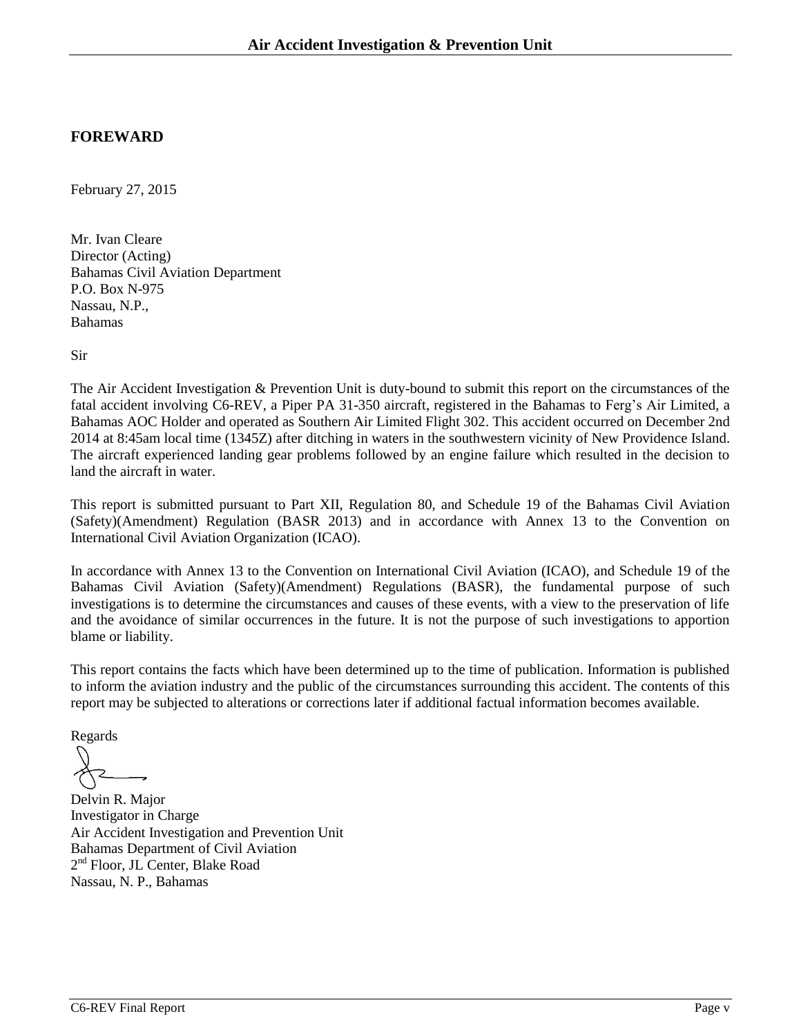## FOREWARD

February 27, 2015

Mr. Ivan Cleare
Director (Acting)
Bahamas Civil Aviation Department
P.O. Box N-975
Nassau, N.P.,
Bahamas

Sir

The Air Accident Investigation & Prevention Unit is duty-bound to submit this report on the circumstances of the fatal accident involving C6-REV, a Piper PA 31-350 aircraft, registered in the Bahamas to Ferg's Air Limited, a Bahamas AOC Holder and operated as Southern Air Limited Flight 302. This accident occurred on December 2nd 2014 at 8:45am local time (1345Z) after ditching in waters in the southwestern vicinity of New Providence Island. The aircraft experienced landing gear problems followed by an engine failure which resulted in the decision to land the aircraft in water.

This report is submitted pursuant to Part XII, Regulation 80, and Schedule 19 of the Bahamas Civil Aviation (Safety)(Amendment) Regulation (BASR 2013) and in accordance with Annex 13 to the Convention on International Civil Aviation Organization (ICAO).

In accordance with Annex 13 to the Convention on International Civil Aviation (ICAO), and Schedule 19 of the Bahamas Civil Aviation (Safety)(Amendment) Regulations (BASR), the fundamental purpose of such investigations is to determine the circumstances and causes of these events, with a view to the preservation of life and the avoidance of similar occurrences in the future. It is not the purpose of such investigations to apportion blame or liability.

This report contains the facts which have been determined up to the time of publication. Information is published to inform the aviation industry and the public of the circumstances surrounding this accident. The contents of this report may be subjected to alterations or corrections later if additional factual information becomes available.

Regards

Delvin R. Major
Investigator in Charge
Air Accident Investigation and Prevention Unit
Bahamas Department of Civil Aviation
2nd Floor, JL Center, Blake Road
Nassau, N. P., Bahamas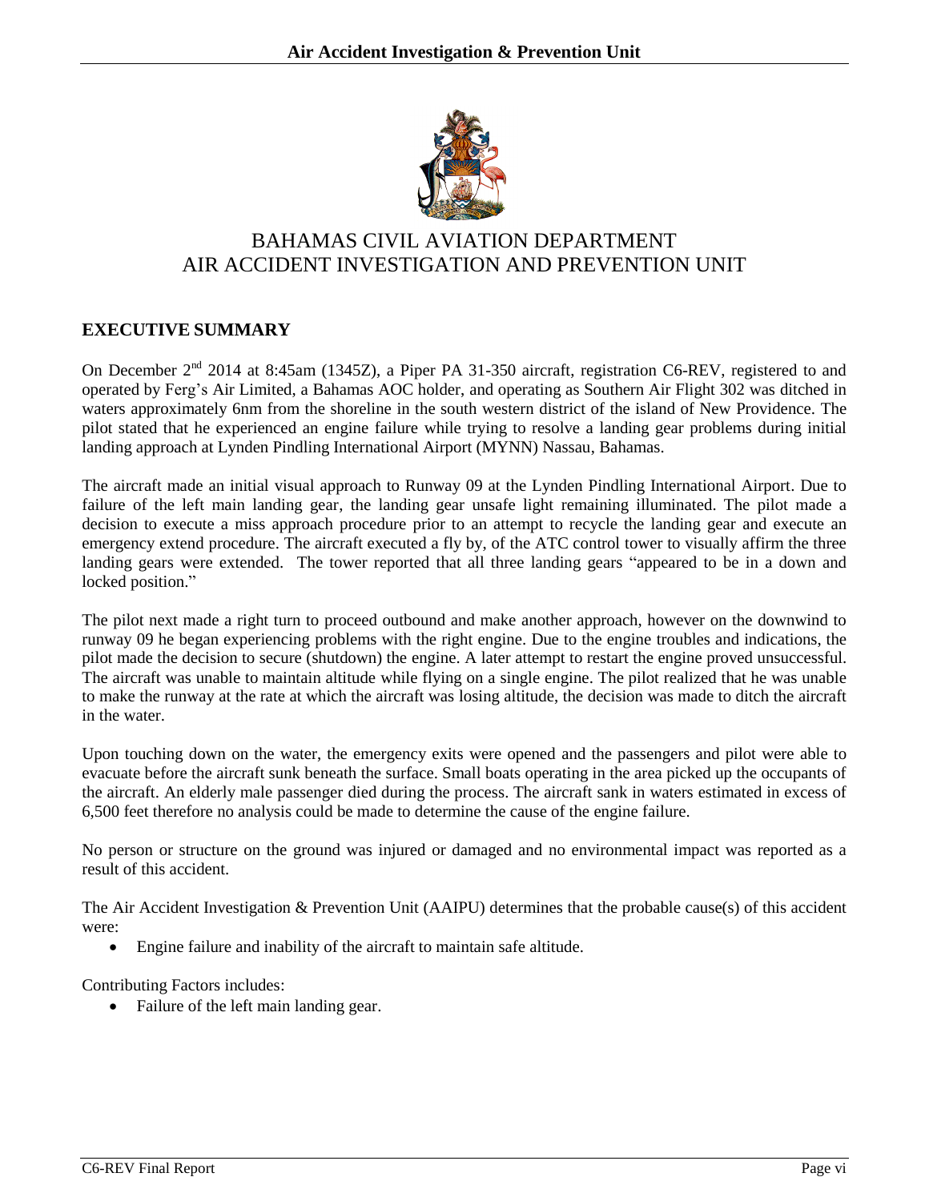BAHAMAS CIVIL AVIATION DEPARTMENT
AIR ACCIDENT INVESTIGATION AND PREVENTION UNIT

## EXECUTIVE SUMMARY

On December 2nd 2014 at 8:45am (1345Z), a Piper PA 31-350 aircraft, registration C6-REV, registered to and operated by Ferg's Air Limited, a Bahamas AOC holder, and operating as Southern Air Flight 302 was ditched in waters approximately 6nm from the shoreline in the south western district of the island of New Providence. The pilot stated that he experienced an engine failure while trying to resolve a landing gear problems during initial landing approach at Lynden Pindling International Airport (MYNN) Nassau, Bahamas.

The aircraft made an initial visual approach to Runway 09 at the Lynden Pindling International Airport. Due to failure of the left main landing gear, the landing gear unsafe light remaining illuminated. The pilot made a decision to execute a miss approach procedure prior to an attempt to recycle the landing gear and execute an emergency extend procedure. The aircraft executed a fly by, of the ATC control tower to visually affirm the three landing gears were extended. The tower reported that all three landing gears "appeared to be in a down and locked position."

The pilot next made a right turn to proceed outbound and make another approach, however on the downwind to runway 09 he began experiencing problems with the right engine. Due to the engine troubles and indications, the pilot made the decision to secure (shutdown) the engine. A later attempt to restart the engine proved unsuccessful. The aircraft was unable to maintain altitude while flying on a single engine. The pilot realized that he was unable to make the runway at the rate at which the aircraft was losing altitude, the decision was made to ditch the aircraft in the water.

Upon touching down on the water, the emergency exits were opened and the passengers and pilot were able to evacuate before the aircraft sunk beneath the surface. Small boats operating in the area picked up the occupants of the aircraft. An elderly male passenger died during the process. The aircraft sank in waters estimated in excess of 6,500 feet therefore no analysis could be made to determine the cause of the engine failure.

No person or structure on the ground was injured or damaged and no environmental impact was reported as a result of this accident.

The Air Accident Investigation & Prevention Unit (AAIPU) determines that the probable cause(s) of this accident were:

- Engine failure and inability of the aircraft to maintain safe altitude.

Contributing Factors includes:

- Failure of the left main landing gear.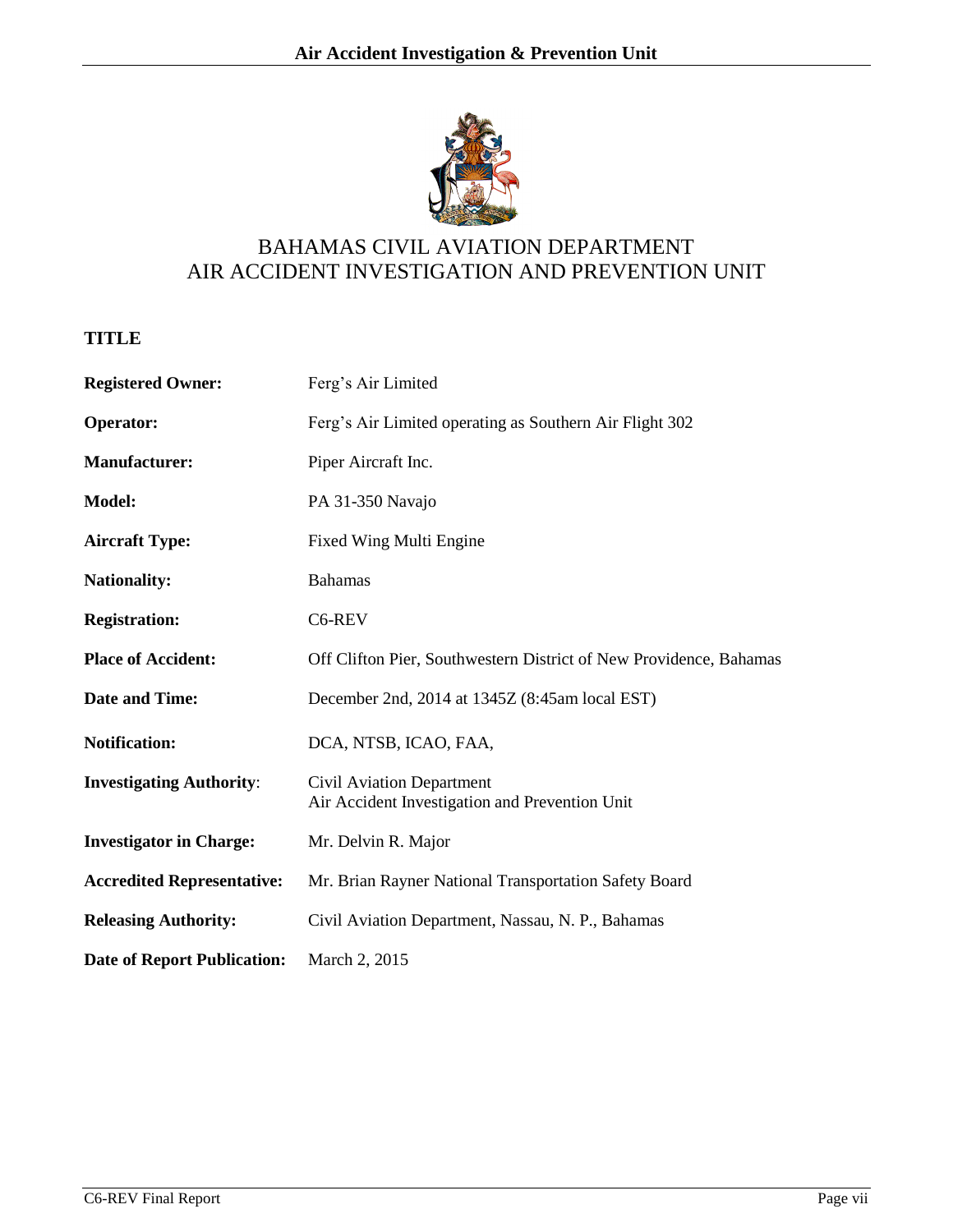# BAHAMAS CIVIL AVIATION DEPARTMENT
# AIR ACCIDENT INVESTIGATION AND PREVENTION UNIT

## TITLE

| | |
|---|---|
| **Registered Owner:** | Ferg's Air Limited |
| **Operator:** | Ferg's Air Limited operating as Southern Air Flight 302 |
| **Manufacturer:** | Piper Aircraft Inc. |
| **Model:** | PA 31-350 Navajo |
| **Aircraft Type:** | Fixed Wing Multi Engine |
| **Nationality:** | Bahamas |
| **Registration:** | C6-REV |
| **Place of Accident:** | Off Clifton Pier, Southwestern District of New Providence, Bahamas |
| **Date and Time:** | December 2nd, 2014 at 1345Z (8:45am local EST) |
| **Notification:** | DCA, NTSB, ICAO, FAA, |
| **Investigating Authority:** | Civil Aviation Department<br>Air Accident Investigation and Prevention Unit |
| **Investigator in Charge:** | Mr. Delvin R. Major |
| **Accredited Representative:** | Mr. Brian Rayner National Transportation Safety Board |
| **Releasing Authority:** | Civil Aviation Department, Nassau, N. P., Bahamas |
| **Date of Report Publication:** | March 2, 2015 |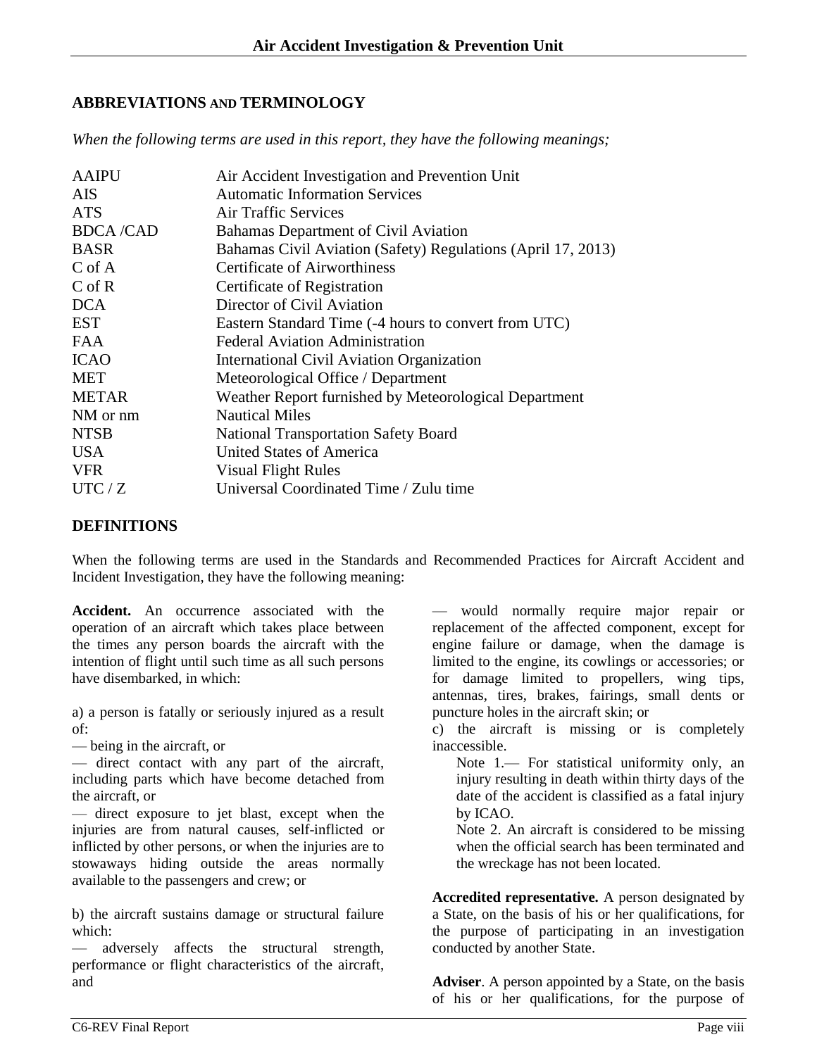## ABBREVIATIONS AND TERMINOLOGY

*When the following terms are used in this report, they have the following meanings;*

| | |
|---|---|
| AAIPU | Air Accident Investigation and Prevention Unit |
| AIS | Automatic Information Services |
| ATS | Air Traffic Services |
| BDCA /CAD | Bahamas Department of Civil Aviation |
| BASR | Bahamas Civil Aviation (Safety) Regulations (April 17, 2013) |
| C of A | Certificate of Airworthiness |
| C of R | Certificate of Registration |
| DCA | Director of Civil Aviation |
| EST | Eastern Standard Time (-4 hours to convert from UTC) |
| FAA | Federal Aviation Administration |
| ICAO | International Civil Aviation Organization |
| MET | Meteorological Office / Department |
| METAR | Weather Report furnished by Meteorological Department |
| NM or nm | Nautical Miles |
| NTSB | National Transportation Safety Board |
| USA | United States of America |
| VFR | Visual Flight Rules |
| UTC / Z | Universal Coordinated Time / Zulu time |

## DEFINITIONS

When the following terms are used in the Standards and Recommended Practices for Aircraft Accident and Incident Investigation, they have the following meaning:

**Accident.** An occurrence associated with the operation of an aircraft which takes place between the times any person boards the aircraft with the intention of flight until such time as all such persons have disembarked, in which:

a) a person is fatally or seriously injured as a result of:
— being in the aircraft, or
— direct contact with any part of the aircraft, including parts which have become detached from the aircraft, or
— direct exposure to jet blast, except when the injuries are from natural causes, self-inflicted or inflicted by other persons, or when the injuries are to stowaways hiding outside the areas normally available to the passengers and crew; or

b) the aircraft sustains damage or structural failure which:
— adversely affects the structural strength, performance or flight characteristics of the aircraft, and
— would normally require major repair or replacement of the affected component, except for engine failure or damage, when the damage is limited to the engine, its cowlings or accessories; or for damage limited to propellers, wing tips, antennas, tires, brakes, fairings, small dents or puncture holes in the aircraft skin; or

c) the aircraft is missing or is completely inaccessible.

Note 1.— For statistical uniformity only, an injury resulting in death within thirty days of the date of the accident is classified as a fatal injury by ICAO.

Note 2. An aircraft is considered to be missing when the official search has been terminated and the wreckage has not been located.

**Accredited representative.** A person designated by a State, on the basis of his or her qualifications, for the purpose of participating in an investigation conducted by another State.

**Adviser**. A person appointed by a State, on the basis of his or her qualifications, for the purpose of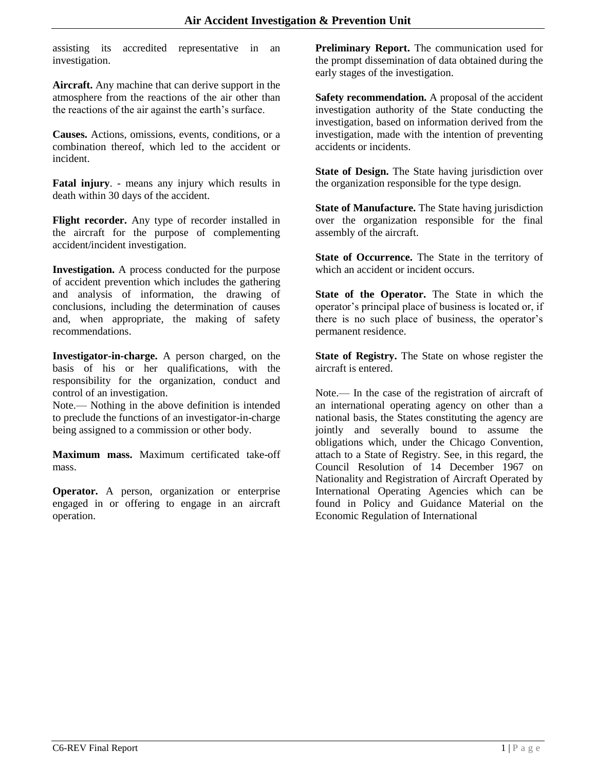assisting its accredited representative in an investigation.

**Aircraft.** Any machine that can derive support in the atmosphere from the reactions of the air other than the reactions of the air against the earth's surface.

**Causes.** Actions, omissions, events, conditions, or a combination thereof, which led to the accident or incident.

**Fatal injury**. - means any injury which results in death within 30 days of the accident.

**Flight recorder.** Any type of recorder installed in the aircraft for the purpose of complementing accident/incident investigation.

**Investigation.** A process conducted for the purpose of accident prevention which includes the gathering and analysis of information, the drawing of conclusions, including the determination of causes and, when appropriate, the making of safety recommendations.

**Investigator-in-charge.** A person charged, on the basis of his or her qualifications, with the responsibility for the organization, conduct and control of an investigation.
Note.— Nothing in the above definition is intended to preclude the functions of an investigator-in-charge being assigned to a commission or other body.

**Maximum mass.** Maximum certificated take-off mass.

**Operator.** A person, organization or enterprise engaged in or offering to engage in an aircraft operation.

**Preliminary Report.** The communication used for the prompt dissemination of data obtained during the early stages of the investigation.

**Safety recommendation.** A proposal of the accident investigation authority of the State conducting the investigation, based on information derived from the investigation, made with the intention of preventing accidents or incidents.

**State of Design.** The State having jurisdiction over the organization responsible for the type design.

**State of Manufacture.** The State having jurisdiction over the organization responsible for the final assembly of the aircraft.

**State of Occurrence.** The State in the territory of which an accident or incident occurs.

**State of the Operator.** The State in which the operator's principal place of business is located or, if there is no such place of business, the operator's permanent residence.

**State of Registry.** The State on whose register the aircraft is entered.

Note.— In the case of the registration of aircraft of an international operating agency on other than a national basis, the States constituting the agency are jointly and severally bound to assume the obligations which, under the Chicago Convention, attach to a State of Registry. See, in this regard, the Council Resolution of 14 December 1967 on Nationality and Registration of Aircraft Operated by International Operating Agencies which can be found in Policy and Guidance Material on the Economic Regulation of International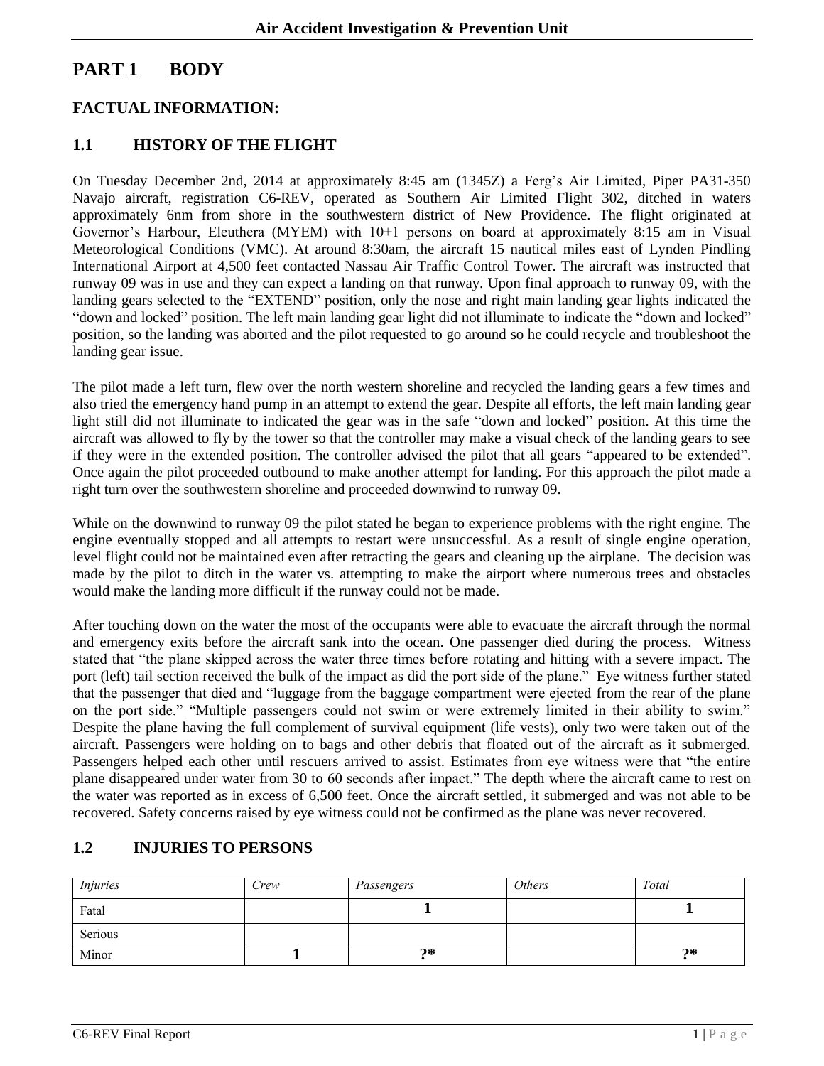# PART 1 BODY

## FACTUAL INFORMATION:

### 1.1 HISTORY OF THE FLIGHT

On Tuesday December 2nd, 2014 at approximately 8:45 am (1345Z) a Ferg's Air Limited, Piper PA31-350 Navajo aircraft, registration C6-REV, operated as Southern Air Limited Flight 302, ditched in waters approximately 6nm from shore in the southwestern district of New Providence. The flight originated at Governor's Harbour, Eleuthera (MYEM) with 10+1 persons on board at approximately 8:15 am in Visual Meteorological Conditions (VMC). At around 8:30am, the aircraft 15 nautical miles east of Lynden Pindling International Airport at 4,500 feet contacted Nassau Air Traffic Control Tower. The aircraft was instructed that runway 09 was in use and they can expect a landing on that runway. Upon final approach to runway 09, with the landing gears selected to the "EXTEND" position, only the nose and right main landing gear lights indicated the "down and locked" position. The left main landing gear light did not illuminate to indicate the "down and locked" position, so the landing was aborted and the pilot requested to go around so he could recycle and troubleshoot the landing gear issue.

The pilot made a left turn, flew over the north western shoreline and recycled the landing gears a few times and also tried the emergency hand pump in an attempt to extend the gear. Despite all efforts, the left main landing gear light still did not illuminate to indicated the gear was in the safe "down and locked" position. At this time the aircraft was allowed to fly by the tower so that the controller may make a visual check of the landing gears to see if they were in the extended position. The controller advised the pilot that all gears "appeared to be extended". Once again the pilot proceeded outbound to make another attempt for landing. For this approach the pilot made a right turn over the southwestern shoreline and proceeded downwind to runway 09.

While on the downwind to runway 09 the pilot stated he began to experience problems with the right engine. The engine eventually stopped and all attempts to restart were unsuccessful. As a result of single engine operation, level flight could not be maintained even after retracting the gears and cleaning up the airplane. The decision was made by the pilot to ditch in the water vs. attempting to make the airport where numerous trees and obstacles would make the landing more difficult if the runway could not be made.

After touching down on the water the most of the occupants were able to evacuate the aircraft through the normal and emergency exits before the aircraft sank into the ocean. One passenger died during the process. Witness stated that "the plane skipped across the water three times before rotating and hitting with a severe impact. The port (left) tail section received the bulk of the impact as did the port side of the plane." Eye witness further stated that the passenger that died and "luggage from the baggage compartment were ejected from the rear of the plane on the port side." "Multiple passengers could not swim or were extremely limited in their ability to swim." Despite the plane having the full complement of survival equipment (life vests), only two were taken out of the aircraft. Passengers were holding on to bags and other debris that floated out of the aircraft as it submerged. Passengers helped each other until rescuers arrived to assist. Estimates from eye witness were that "the entire plane disappeared under water from 30 to 60 seconds after impact." The depth where the aircraft came to rest on the water was reported as in excess of 6,500 feet. Once the aircraft settled, it submerged and was not able to be recovered. Safety concerns raised by eye witness could not be confirmed as the plane was never recovered.

### 1.2 INJURIES TO PERSONS

| *Injuries* | *Crew* | *Passengers* | *Others* | *Total* |
|---|---|---|---|---|
| Fatal | | **1** | | **1** |
| Serious | | | | |
| Minor | **1** | **?*** | | **?*** |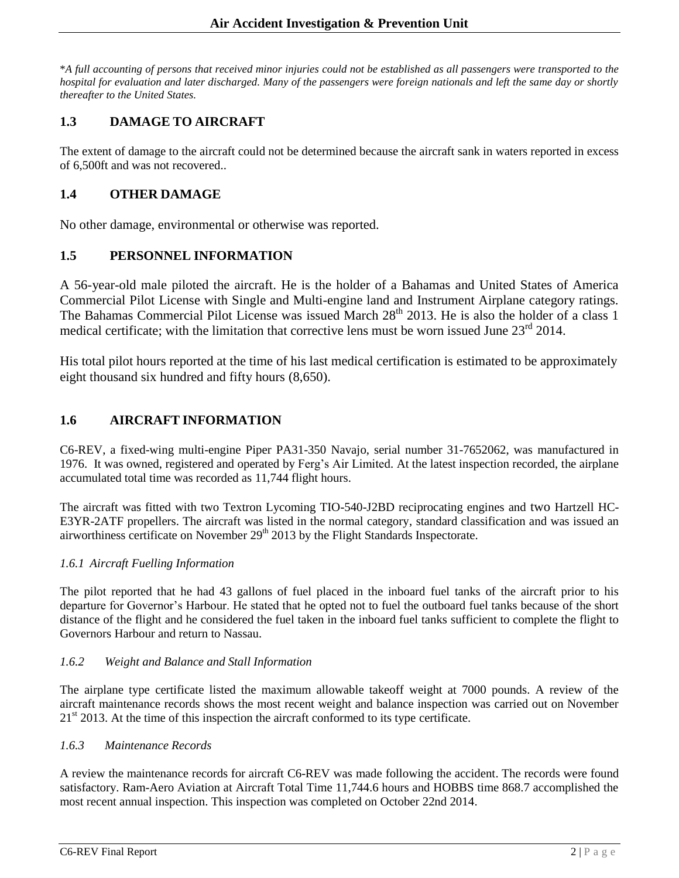*\*A full accounting of persons that received minor injuries could not be established as all passengers were transported to the hospital for evaluation and later discharged. Many of the passengers were foreign nationals and left the same day or shortly thereafter to the United States.*

## 1.3 DAMAGE TO AIRCRAFT

The extent of damage to the aircraft could not be determined because the aircraft sank in waters reported in excess of 6,500ft and was not recovered..

## 1.4 OTHER DAMAGE

No other damage, environmental or otherwise was reported.

## 1.5 PERSONNEL INFORMATION

A 56-year-old male piloted the aircraft. He is the holder of a Bahamas and United States of America Commercial Pilot License with Single and Multi-engine land and Instrument Airplane category ratings. The Bahamas Commercial Pilot License was issued March 28th 2013. He is also the holder of a class 1 medical certificate; with the limitation that corrective lens must be worn issued June 23rd 2014.

His total pilot hours reported at the time of his last medical certification is estimated to be approximately eight thousand six hundred and fifty hours (8,650).

## 1.6 AIRCRAFT INFORMATION

C6-REV, a fixed-wing multi-engine Piper PA31-350 Navajo, serial number 31-7652062, was manufactured in 1976. It was owned, registered and operated by Ferg's Air Limited. At the latest inspection recorded, the airplane accumulated total time was recorded as 11,744 flight hours.

The aircraft was fitted with two Textron Lycoming TIO-540-J2BD reciprocating engines and two Hartzell HC-E3YR-2ATF propellers. The aircraft was listed in the normal category, standard classification and was issued an airworthiness certificate on November 29th 2013 by the Flight Standards Inspectorate.

### *1.6.1 Aircraft Fuelling Information*

The pilot reported that he had 43 gallons of fuel placed in the inboard fuel tanks of the aircraft prior to his departure for Governor's Harbour. He stated that he opted not to fuel the outboard fuel tanks because of the short distance of the flight and he considered the fuel taken in the inboard fuel tanks sufficient to complete the flight to Governors Harbour and return to Nassau.

### *1.6.2 Weight and Balance and Stall Information*

The airplane type certificate listed the maximum allowable takeoff weight at 7000 pounds. A review of the aircraft maintenance records shows the most recent weight and balance inspection was carried out on November 21st 2013. At the time of this inspection the aircraft conformed to its type certificate.

### *1.6.3 Maintenance Records*

A review the maintenance records for aircraft C6-REV was made following the accident. The records were found satisfactory. Ram-Aero Aviation at Aircraft Total Time 11,744.6 hours and HOBBS time 868.7 accomplished the most recent annual inspection. This inspection was completed on October 22nd 2014.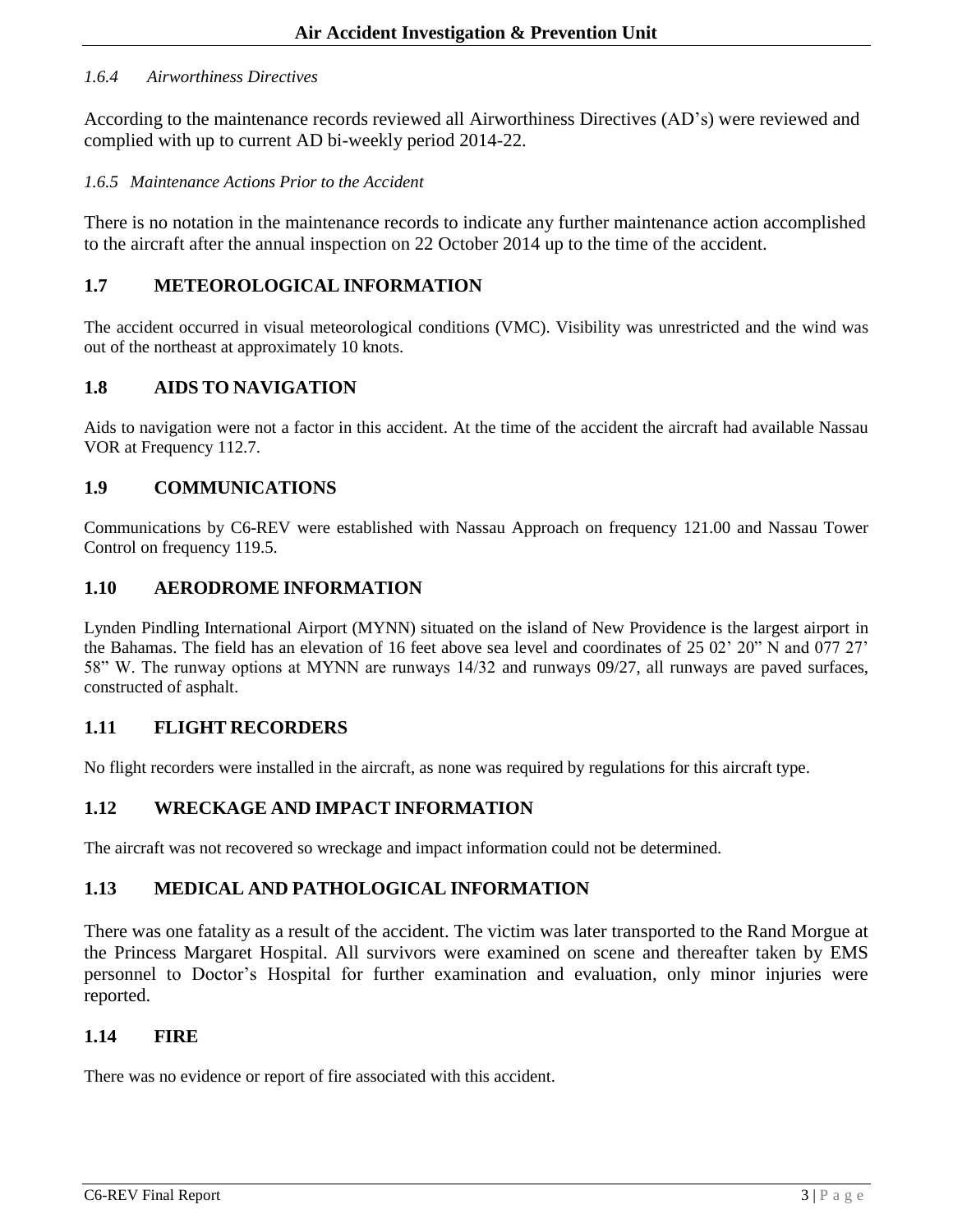*1.6.4 Airworthiness Directives*

According to the maintenance records reviewed all Airworthiness Directives (AD's) were reviewed and complied with up to current AD bi-weekly period 2014-22.

*1.6.5 Maintenance Actions Prior to the Accident*

There is no notation in the maintenance records to indicate any further maintenance action accomplished to the aircraft after the annual inspection on 22 October 2014 up to the time of the accident.

## 1.7 METEOROLOGICAL INFORMATION

The accident occurred in visual meteorological conditions (VMC). Visibility was unrestricted and the wind was out of the northeast at approximately 10 knots.

## 1.8 AIDS TO NAVIGATION

Aids to navigation were not a factor in this accident. At the time of the accident the aircraft had available Nassau VOR at Frequency 112.7.

## 1.9 COMMUNICATIONS

Communications by C6-REV were established with Nassau Approach on frequency 121.00 and Nassau Tower Control on frequency 119.5.

## 1.10 AERODROME INFORMATION

Lynden Pindling International Airport (MYNN) situated on the island of New Providence is the largest airport in the Bahamas. The field has an elevation of 16 feet above sea level and coordinates of 25 02' 20" N and 077 27' 58" W. The runway options at MYNN are runways 14/32 and runways 09/27, all runways are paved surfaces, constructed of asphalt.

## 1.11 FLIGHT RECORDERS

No flight recorders were installed in the aircraft, as none was required by regulations for this aircraft type.

## 1.12 WRECKAGE AND IMPACT INFORMATION

The aircraft was not recovered so wreckage and impact information could not be determined.

## 1.13 MEDICAL AND PATHOLOGICAL INFORMATION

There was one fatality as a result of the accident. The victim was later transported to the Rand Morgue at the Princess Margaret Hospital. All survivors were examined on scene and thereafter taken by EMS personnel to Doctor's Hospital for further examination and evaluation, only minor injuries were reported.

## 1.14 FIRE

There was no evidence or report of fire associated with this accident.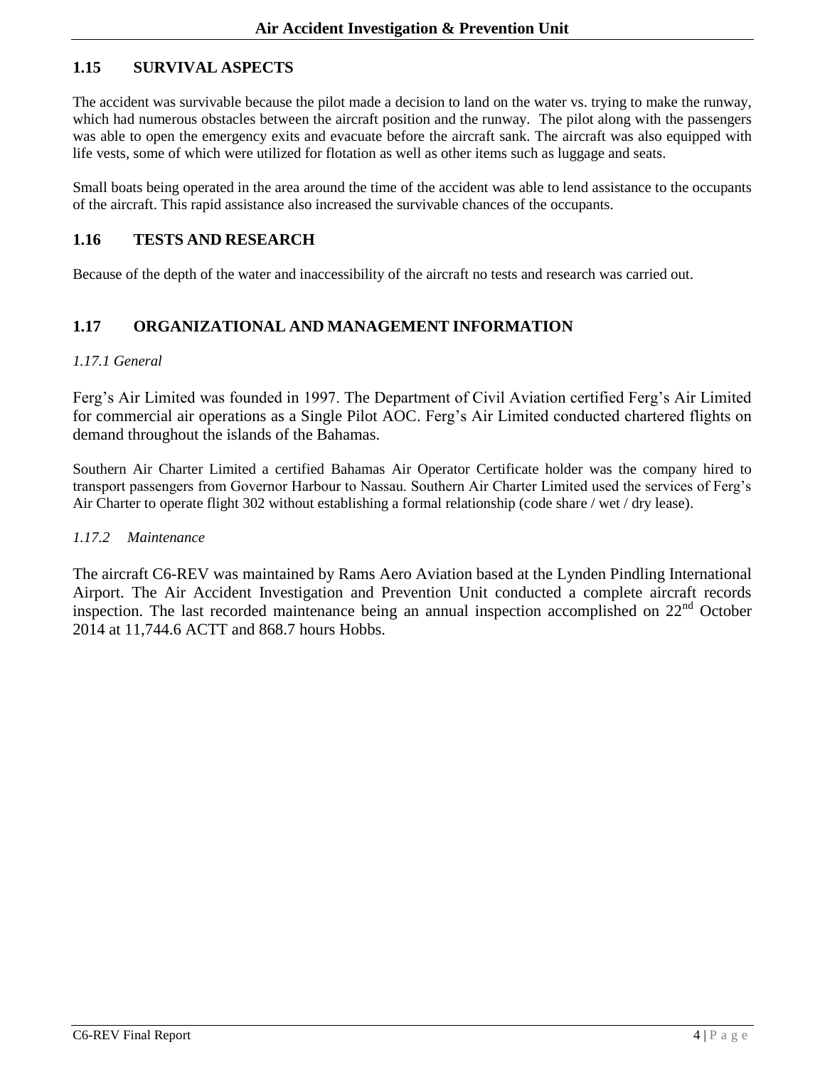## 1.15 SURVIVAL ASPECTS

The accident was survivable because the pilot made a decision to land on the water vs. trying to make the runway, which had numerous obstacles between the aircraft position and the runway. The pilot along with the passengers was able to open the emergency exits and evacuate before the aircraft sank. The aircraft was also equipped with life vests, some of which were utilized for flotation as well as other items such as luggage and seats.

Small boats being operated in the area around the time of the accident was able to lend assistance to the occupants of the aircraft. This rapid assistance also increased the survivable chances of the occupants.

## 1.16 TESTS AND RESEARCH

Because of the depth of the water and inaccessibility of the aircraft no tests and research was carried out.

## 1.17 ORGANIZATIONAL AND MANAGEMENT INFORMATION

*1.17.1 General*

Ferg's Air Limited was founded in 1997. The Department of Civil Aviation certified Ferg's Air Limited for commercial air operations as a Single Pilot AOC. Ferg's Air Limited conducted chartered flights on demand throughout the islands of the Bahamas.

Southern Air Charter Limited a certified Bahamas Air Operator Certificate holder was the company hired to transport passengers from Governor Harbour to Nassau. Southern Air Charter Limited used the services of Ferg's Air Charter to operate flight 302 without establishing a formal relationship (code share / wet / dry lease).

*1.17.2 Maintenance*

The aircraft C6-REV was maintained by Rams Aero Aviation based at the Lynden Pindling International Airport. The Air Accident Investigation and Prevention Unit conducted a complete aircraft records inspection. The last recorded maintenance being an annual inspection accomplished on 22nd October 2014 at 11,744.6 ACTT and 868.7 hours Hobbs.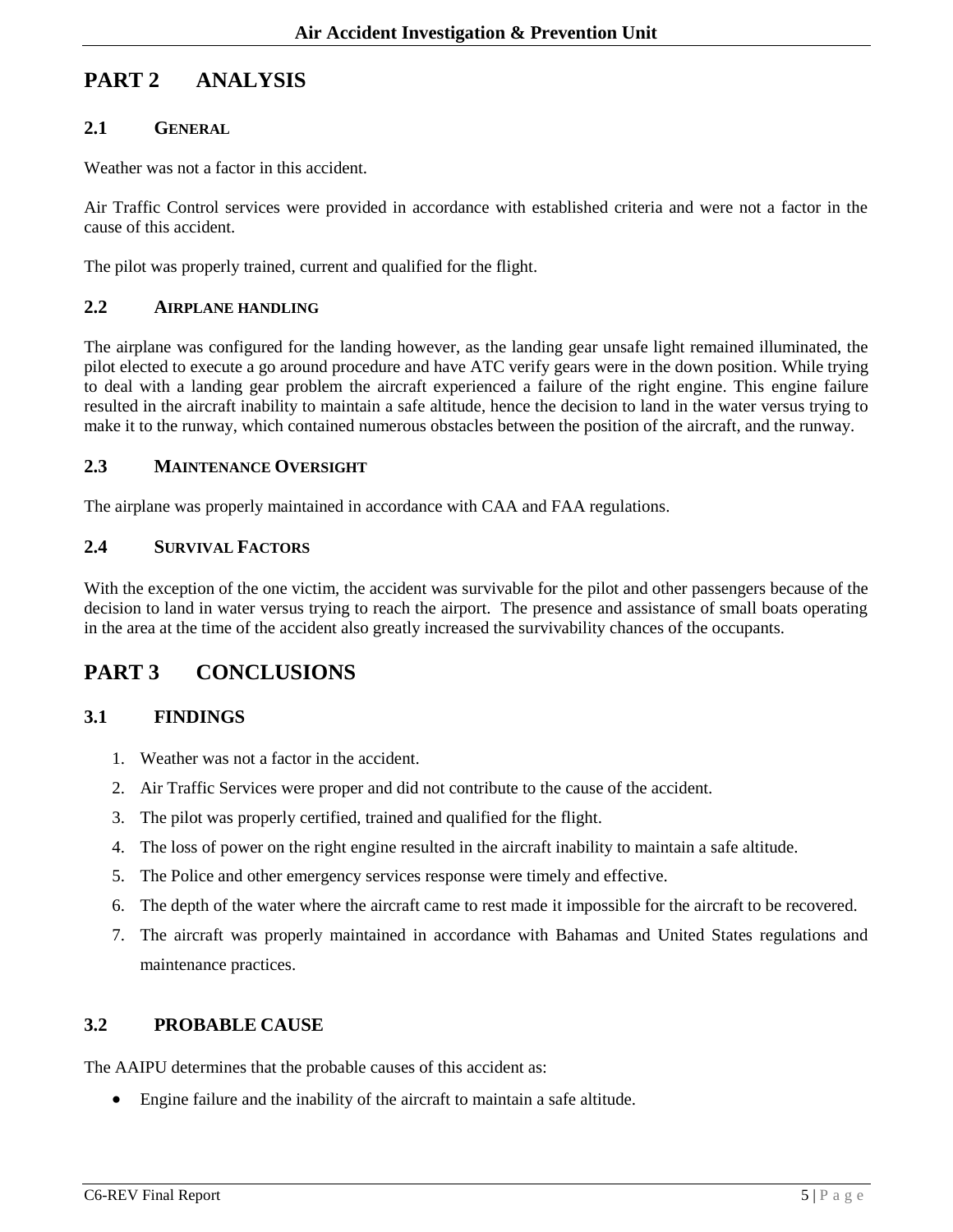# PART 2 ANALYSIS

## 2.1 GENERAL

Weather was not a factor in this accident.

Air Traffic Control services were provided in accordance with established criteria and were not a factor in the cause of this accident.

The pilot was properly trained, current and qualified for the flight.

## 2.2 AIRPLANE HANDLING

The airplane was configured for the landing however, as the landing gear unsafe light remained illuminated, the pilot elected to execute a go around procedure and have ATC verify gears were in the down position. While trying to deal with a landing gear problem the aircraft experienced a failure of the right engine. This engine failure resulted in the aircraft inability to maintain a safe altitude, hence the decision to land in the water versus trying to make it to the runway, which contained numerous obstacles between the position of the aircraft, and the runway.

## 2.3 MAINTENANCE OVERSIGHT

The airplane was properly maintained in accordance with CAA and FAA regulations.

## 2.4 SURVIVAL FACTORS

With the exception of the one victim, the accident was survivable for the pilot and other passengers because of the decision to land in water versus trying to reach the airport. The presence and assistance of small boats operating in the area at the time of the accident also greatly increased the survivability chances of the occupants.

# PART 3 CONCLUSIONS

## 3.1 FINDINGS

1. Weather was not a factor in the accident.
2. Air Traffic Services were proper and did not contribute to the cause of the accident.
3. The pilot was properly certified, trained and qualified for the flight.
4. The loss of power on the right engine resulted in the aircraft inability to maintain a safe altitude.
5. The Police and other emergency services response were timely and effective.
6. The depth of the water where the aircraft came to rest made it impossible for the aircraft to be recovered.
7. The aircraft was properly maintained in accordance with Bahamas and United States regulations and maintenance practices.

## 3.2 PROBABLE CAUSE

The AAIPU determines that the probable causes of this accident as:

- Engine failure and the inability of the aircraft to maintain a safe altitude.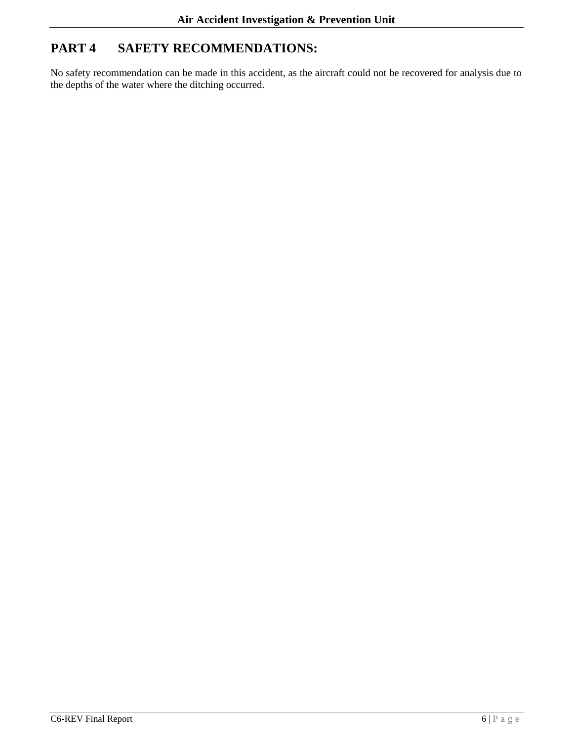# PART 4 SAFETY RECOMMENDATIONS:

No safety recommendation can be made in this accident, as the aircraft could not be recovered for analysis due to the depths of the water where the ditching occurred.